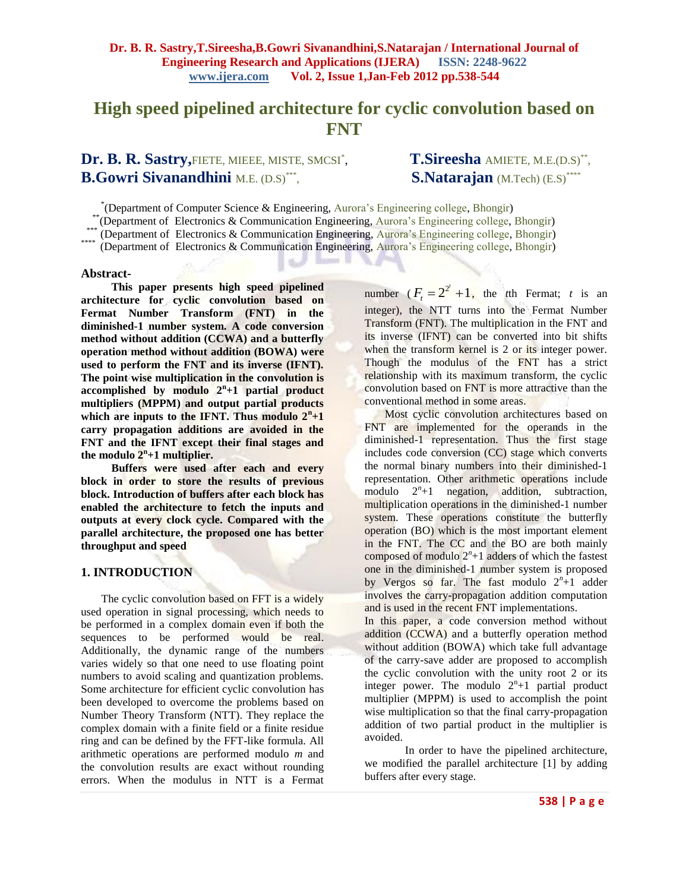# High speed pipelined architecture for cyclic convolution based on FNT

**Dr. B. R. Sastry**, FIETE, MIEEE, MISTE, SMCSI[*], **T.Sireesha** AMIETE, M.E.(D.S)[**], **B.Gowri Sivanandhini** M.E. (D.S)[***], **S.Natarajan** (M.Tech) (E.S)[****]

[*](Department of Computer Science & Engineering, Aurora's Engineering college, Bhongir)
[**](Department of Electronics & Communication Engineering, Aurora's Engineering college, Bhongir)
[***] (Department of Electronics & Communication Engineering, Aurora's Engineering college, Bhongir)
[****] (Department of Electronics & Communication Engineering, Aurora's Engineering college, Bhongir)

**Abstract-**

**This paper presents high speed pipelined architecture for cyclic convolution based on Fermat Number Transform (FNT) in the diminished-1 number system. A code conversion method without addition (CCWA) and a butterfly operation method without addition (BOWA) were used to perform the FNT and its inverse (IFNT). The point wise multiplication in the convolution is accomplished by modulo $2^n+1$ partial product multipliers (MPPM) and output partial products which are inputs to the IFNT. Thus modulo $2^n+1$ carry propagation additions are avoided in the FNT and the IFNT except their final stages and the modulo $2^n+1$ multiplier.**

**Buffers were used after each and every block in order to store the results of previous block. Introduction of buffers after each block has enabled the architecture to fetch the inputs and outputs at every clock cycle. Compared with the parallel architecture, the proposed one has better throughput and speed**

## 1. INTRODUCTION

The cyclic convolution based on FFT is a widely used operation in signal processing, which needs to be performed in a complex domain even if both the sequences to be performed would be real. Additionally, the dynamic range of the numbers varies widely so that one need to use floating point numbers to avoid scaling and quantization problems. Some architecture for efficient cyclic convolution has been developed to overcome the problems based on Number Theory Transform (NTT). They replace the complex domain with a finite field or a finite residue ring and can be defined by the FFT-like formula. All arithmetic operations are performed modulo $m$ and the convolution results are exact without rounding errors. When the modulus in NTT is a Fermat number ($F_t = 2^{2^t} + 1$, the $t$th Fermat; $t$ is an integer), the NTT turns into the Fermat Number Transform (FNT). The multiplication in the FNT and its inverse (IFNT) can be converted into bit shifts when the transform kernel is 2 or its integer power. Though the modulus of the FNT has a strict relationship with its maximum transform, the cyclic convolution based on FNT is more attractive than the conventional method in some areas.

Most cyclic convolution architectures based on FNT are implemented for the operands in the diminished-1 representation. Thus the first stage includes code conversion (CC) stage which converts the normal binary numbers into their diminished-1 representation. Other arithmetic operations include modulo $2^n+1$ negation, addition, subtraction, multiplication operations in the diminished-1 number system. These operations constitute the butterfly operation (BO) which is the most important element in the FNT. The CC and the BO are both mainly composed of modulo $2^n+1$ adders of which the fastest one in the diminished-1 number system is proposed by Vergos so far. The fast modulo $2^n+1$ adder involves the carry-propagation addition computation and is used in the recent FNT implementations.

In this paper, a code conversion method without addition (CCWA) and a butterfly operation method without addition (BOWA) which take full advantage of the carry-save adder are proposed to accomplish the cyclic convolution with the unity root 2 or its integer power. The modulo $2^n+1$ partial product multiplier (MPPM) is used to accomplish the point wise multiplication so that the final carry-propagation addition of two partial product in the multiplier is avoided.

In order to have the pipelined architecture, we modified the parallel architecture [1] by adding buffers after every stage.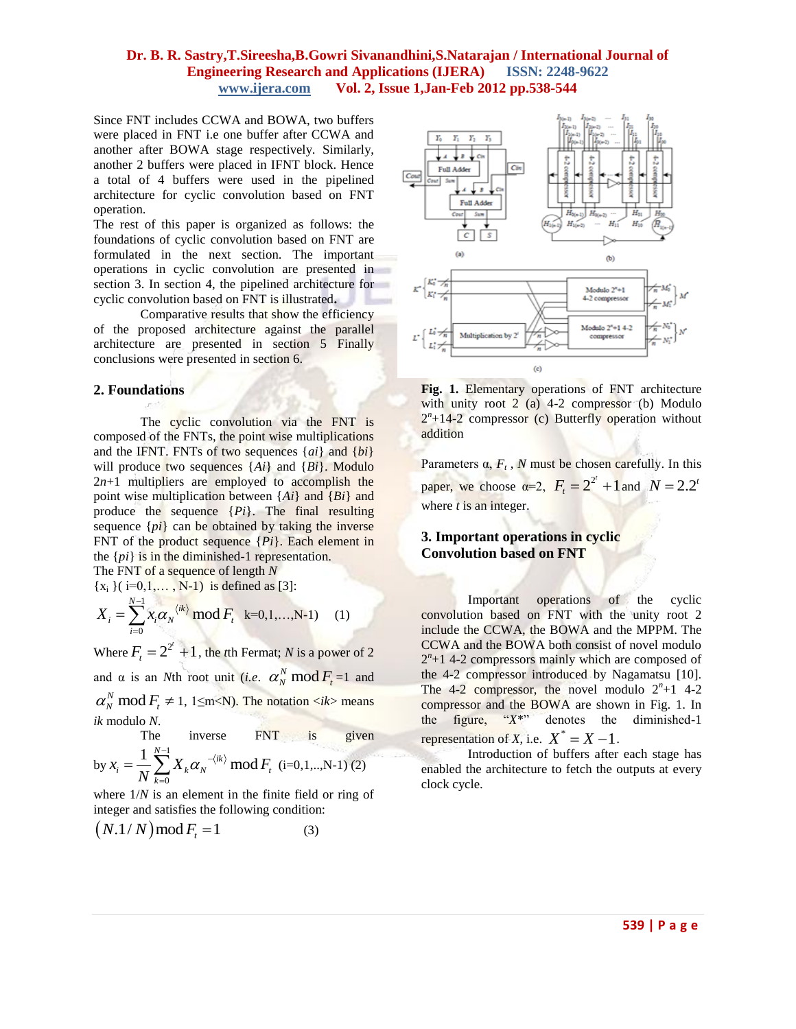Since FNT includes CCWA and BOWA, two buffers were placed in FNT i.e one buffer after CCWA and another after BOWA stage respectively. Similarly, another 2 buffers were placed in IFNT block. Hence a total of 4 buffers were used in the pipelined architecture for cyclic convolution based on FNT operation.

The rest of this paper is organized as follows: the foundations of cyclic convolution based on FNT are formulated in the next section. The important operations in cyclic convolution are presented in section 3. In section 4, the pipelined architecture for cyclic convolution based on FNT is illustrated.

Comparative results that show the efficiency of the proposed architecture against the parallel architecture are presented in section 5 Finally conclusions were presented in section 6.

## 2. Foundations

The cyclic convolution via the FNT is composed of the FNTs, the point wise multiplications and the IFNT. FNTs of two sequences {*ai*} and {*bi*} will produce two sequences {*Ai*} and {*Bi*}. Modulo 2*n*+1 multipliers are employed to accomplish the point wise multiplication between {*Ai*} and {*Bi*} and produce the sequence {*Pi*}. The final resulting sequence {*pi*} can be obtained by taking the inverse FNT of the product sequence {*Pi*}. Each element in the {*pi*} is in the diminished-1 representation.

The FNT of a sequence of length *N* $\{x_i\}$( i=0,1,… , N-1) is defined as [3]:

$$X_i = \sum_{i=0}^{N-1} x_i \alpha_N^{\langle ik \rangle} \bmod F_t \quad \text{k=0,1,…,N-1)} \quad (1)$$

Where $F_t = 2^{2^t} + 1$, the *t*th Fermat; *N* is a power of 2 and α is an *N*th root unit (*i.e.* $\alpha_N^N \bmod F_t$ =1 and $\alpha_N^N \bmod F_t \neq 1$, 1≤m<N). The notation <*ik*> means *ik* modulo *N*.

The inverse FNT is given by $x_i = \dfrac{1}{N} \sum_{k=0}^{N-1} X_k \alpha_N^{-\langle ik \rangle} \bmod F_t$ (i=0,1,..,N-1) (2)

where 1/*N* is an element in the finite field or ring of integer and satisfies the following condition:

$$\left(N.1/N\right) \bmod F_t = 1 \quad (3)$$

**Fig. 1.** Elementary operations of FNT architecture with unity root 2 (a) 4-2 compressor (b) Modulo $2^n$+14-2 compressor (c) Butterfly operation without addition

Parameters α, $F_t$ , *N* must be chosen carefully. In this paper, we choose α=2, $F_t = 2^{2^t} + 1$ and $N = 2.2^t$ where *t* is an integer.

## 3. Important operations in cyclic Convolution based on FNT

Important operations of the cyclic convolution based on FNT with the unity root 2 include the CCWA, the BOWA and the MPPM. The CCWA and the BOWA both consist of novel modulo $2^n$+1 4-2 compressors mainly which are composed of the 4-2 compressor introduced by Nagamatsu [10]. The 4-2 compressor, the novel modulo $2^n$+1 4-2 compressor and the BOWA are shown in Fig. 1. In the figure, "*X*\*" denotes the diminished-1 representation of *X*, i.e. $X^* = X - 1$.

Introduction of buffers after each stage has enabled the architecture to fetch the outputs at every clock cycle.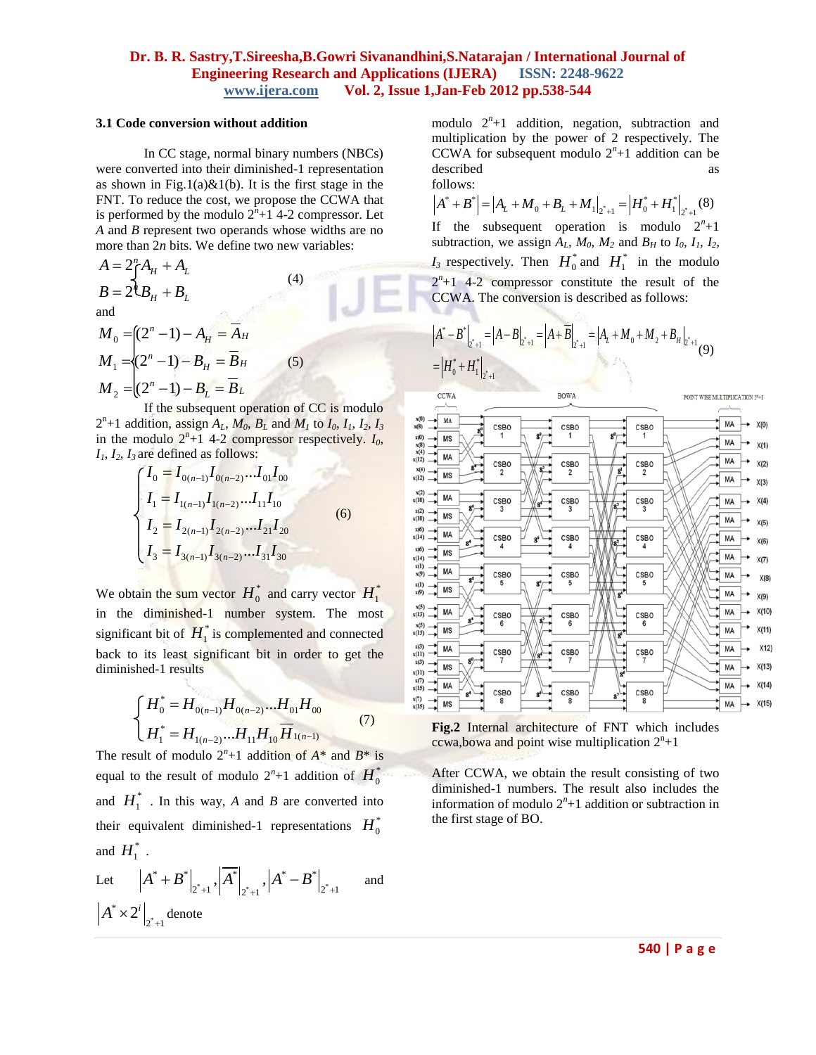### 3.1 Code conversion without addition

In CC stage, normal binary numbers (NBCs) were converted into their diminished-1 representation as shown in Fig.1(a)&1(b). It is the first stage in the FNT. To reduce the cost, we propose the CCWA that is performed by the modulo $2^n+1$ 4-2 compressor. Let $A$ and $B$ represent two operands whose widths are no more than $2n$ bits. We define two new variables:

$$\begin{cases} A = 2^n A_H + A_L \\ B = 2^n B_H + B_L \end{cases} \quad (4)$$

and

$$\begin{cases} M_0 = (2^n-1) - A_H = \overline{A}_H \\ M_1 = (2^n-1) - B_H = \overline{B}_H \\ M_2 = (2^n-1) - B_L = \overline{B}_L \end{cases} \quad (5)$$

If the subsequent operation of CC is modulo $2^n+1$ addition, assign $A_L$, $M_0$, $B_L$ and $M_1$ to $I_0$, $I_1$, $I_2$, $I_3$ in the modulo $2^n+1$ 4-2 compressor respectively. $I_0$, $I_1$, $I_2$, $I_3$ are defined as follows:

$$\begin{cases} I_0 = I_{0(n-1)} I_{0(n-2)} \ldots I_{01} I_{00} \\ I_1 = I_{1(n-1)} I_{1(n-2)} \ldots I_{11} I_{10} \\ I_2 = I_{2(n-1)} I_{2(n-2)} \ldots I_{21} I_{20} \\ I_3 = I_{3(n-1)} I_{3(n-2)} \ldots I_{31} I_{30} \end{cases} \quad (6)$$

We obtain the sum vector $H_0^*$ and carry vector $H_1^*$ in the diminished-1 number system. The most significant bit of $H_1^*$ is complemented and connected back to its least significant bit in order to get the diminished-1 results

$$\begin{cases} H_0^* = H_{0(n-1)} H_{0(n-2)} \ldots H_{01} H_{00} \\ H_1^* = H_{1(n-2)} \ldots H_{11} H_{10} \overline{H}_{1(n-1)} \end{cases} \quad (7)$$

The result of modulo $2^n+1$ addition of $A^*$ and $B^*$ is equal to the result of modulo $2^n+1$ addition of $H_0^*$ and $H_1^*$. In this way, $A$ and $B$ are converted into their equivalent diminished-1 representations $H_0^*$ and $H_1^*$.

Let $|A^*+B^*|_{2^n+1}$, $|\overline{A^*}|_{2^n+1}$, $|A^*-B^*|_{2^n+1}$ and $|A^* \times 2^i|_{2^n+1}$ denote modulo $2^n+1$ addition, negation, subtraction and multiplication by the power of 2 respectively. The CCWA for subsequent modulo $2^n+1$ addition can be described as follows:

$$|A^*+B^*| = |A_L + M_0 + B_L + M_1|_{2^n+1} = |H_0^* + H_1^*|_{2^n+1} \quad (8)$$

If the subsequent operation is modulo $2^n+1$ subtraction, we assign $A_L$, $M_0$, $M_2$ and $B_H$ to $I_0$, $I_1$, $I_2$, $I_3$ respectively. Then $H_0^*$ and $H_1^*$ in the modulo $2^n+1$ 4-2 compressor constitute the result of the CCWA. The conversion is described as follows:

$$|A^*-B^*|_{2^n+1} = |A-B|_{2^n+1} = |A+\overline{B}|_{2^n+1} = |A_L + M_0 + M_2 + B_H|_{2^n+1} = |H_0^* + H_1^*|_{2^n+1} \quad (9)$$

CCWA

BOWA

POINT WISE MULTIPLICATION 2^n+1

x(0) x(8) MA, x(0) x(8) MS, x(4) x(12) MA, x(4) x(12) MS, x(2) x(10) MA, x(2) x(10) MS, x(6) x(14) MA, x(6) x(14) MS, x(1) x(9) MA, x(1) x(9) MS, x(5) x(13) MA, x(5) x(13) MS, x(3) x(11) MA, x(3) x(11) MS, x(7) x(15) MA, x(7) x(15) MS

CSBO 1, CSBO 2, CSBO 3, CSBO 4, CSBO 5, CSBO 6, CSBO 7, CSBO 8

MA → X(0), X(1), X(2), X(3), X(4), X(5), X(6), X(7), X(8), X(9), X(10), X(11), X12), X(13), X(14), X(15)

**Fig.2** Internal architecture of FNT which includes ccwa,bowa and point wise multiplication $2^n+1$

After CCWA, we obtain the result consisting of two diminished-1 numbers. The result also includes the information of modulo $2^n+1$ addition or subtraction in the first stage of BO.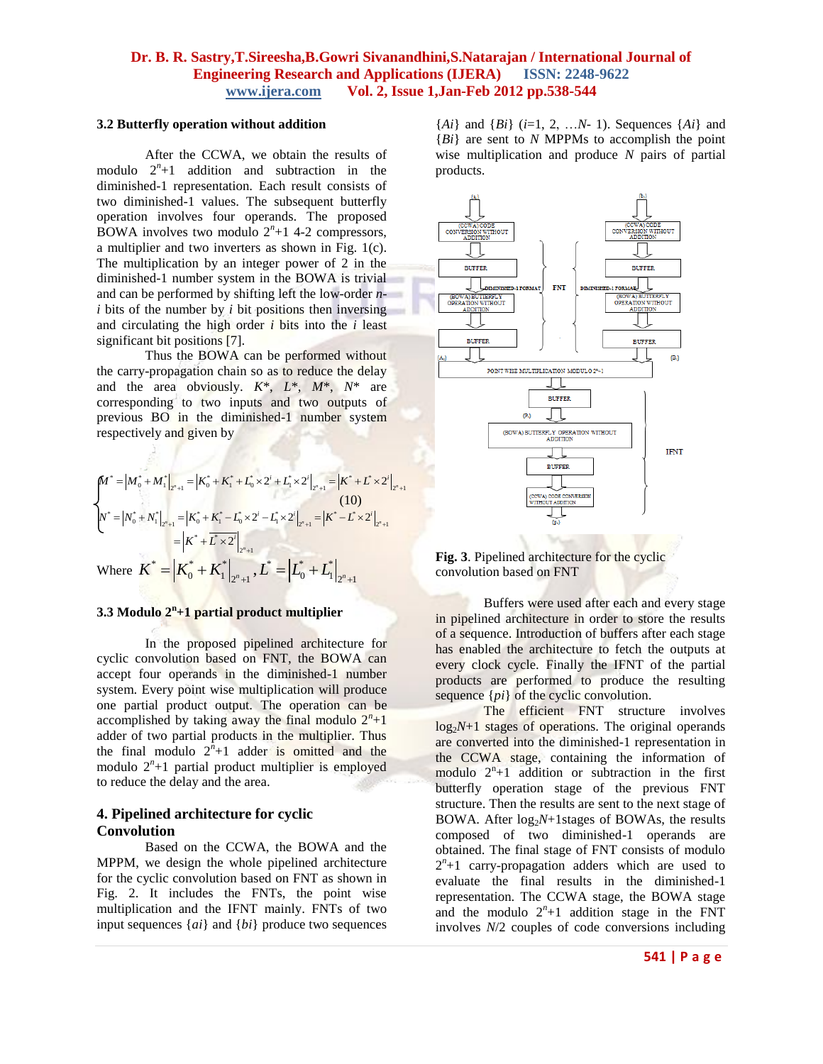### 3.2 Butterfly operation without addition

After the CCWA, we obtain the results of modulo $2^n+1$ addition and subtraction in the diminished-1 representation. Each result consists of two diminished-1 values. The subsequent butterfly operation involves four operands. The proposed BOWA involves two modulo $2^n+1$ 4-2 compressors, a multiplier and two inverters as shown in Fig. 1(c). The multiplication by an integer power of 2 in the diminished-1 number system in the BOWA is trivial and can be performed by shifting left the low-order $n-i$ bits of the number by $i$ bit positions then inversing and circulating the high order $i$ bits into the $i$ least significant bit positions [7].

Thus the BOWA can be performed without the carry-propagation chain so as to reduce the delay and the area obviously. $K^*$, $L^*$, $M^*$, $N^*$ are corresponding to two inputs and two outputs of previous BO in the diminished-1 number system respectively and given by

$$\begin{cases} M^* = \left|M_0^* + M_1^*\right|_{2^n+1} = \left|K_0^* + K_1^* + L_0^* \times 2^i + L_1^* \times 2^i\right|_{2^n+1} = \left|K^* + L^* \times 2^i\right|_{2^n+1} \\ N^* = \left|N_0^* + N_1^*\right|_{2^n+1} = \left|K_0^* + K_1^* - L_0^* \times 2^i - L_1^* \times 2^i\right|_{2^n+1} = \left|K^* - L^* \times 2^i\right|_{2^n+1} \\ \quad = \left|K^* + \overline{L^* \times 2^i}\right|_{2^n+1} \end{cases} \quad (10)$$

Where $K^* = \left|K_0^* + K_1^*\right|_{2^n+1}$, $L^* = \left|L_0^* + L_1^*\right|_{2^n+1}$

### 3.3 Modulo $2^n+1$ partial product multiplier

In the proposed pipelined architecture for cyclic convolution based on FNT, the BOWA can accept four operands in the diminished-1 number system. Every point wise multiplication will produce one partial product output. The operation can be accomplished by taking away the final modulo $2^n+1$ adder of two partial products in the multiplier. Thus the final modulo $2^n+1$ adder is omitted and the modulo $2^n+1$ partial product multiplier is employed to reduce the delay and the area.

## 4. Pipelined architecture for cyclic Convolution

Based on the CCWA, the BOWA and the MPPM, we design the whole pipelined architecture for the cyclic convolution based on FNT as shown in Fig. 2. It includes the FNTs, the point wise multiplication and the IFNT mainly. FNTs of two input sequences $\{ai\}$ and $\{bi\}$ produce two sequences $\{Ai\}$ and $\{Bi\}$ ($i$=1, 2, …$N$- 1). Sequences $\{Ai\}$ and $\{Bi\}$ are sent to $N$ MPPMs to accomplish the point wise multiplication and produce $N$ pairs of partial products.

{ai}

{bi}

(CCWA) CODE CONVERSION WITHOUT ADDITION

BUFFER

DIMINISHED-1 FORMAT

(BOWA) BUTTERFLY OPERATION WITHOUT ADDITION

FNT

{Ai}

{Bi}

POINT WISE MULTIPLICATION MODULO $2^n+1$

{Pi}

(BOWA) BUTTERFLY OPERATION WITHOUT ADDITION

IFNT

(CCWA) CODE CONVERSION WITHOUT ADDITION

{pi}

**Fig. 3**. Pipelined architecture for the cyclic convolution based on FNT

Buffers were used after each and every stage in pipelined architecture in order to store the results of a sequence. Introduction of buffers after each stage has enabled the architecture to fetch the outputs at every clock cycle. Finally the IFNT of the partial products are performed to produce the resulting sequence $\{pi\}$ of the cyclic convolution.

The efficient FNT structure involves $\log_2 N+1$ stages of operations. The original operands are converted into the diminished-1 representation in the CCWA stage, containing the information of modulo $2^n+1$ addition or subtraction in the first butterfly operation stage of the previous FNT structure. Then the results are sent to the next stage of BOWA. After $\log_2 N+1$stages of BOWAs, the results composed of two diminished-1 operands are obtained. The final stage of FNT consists of modulo $2^n+1$ carry-propagation adders which are used to evaluate the final results in the diminished-1 representation. The CCWA stage, the BOWA stage and the modulo $2^n+1$ addition stage in the FNT involves $N/2$ couples of code conversions including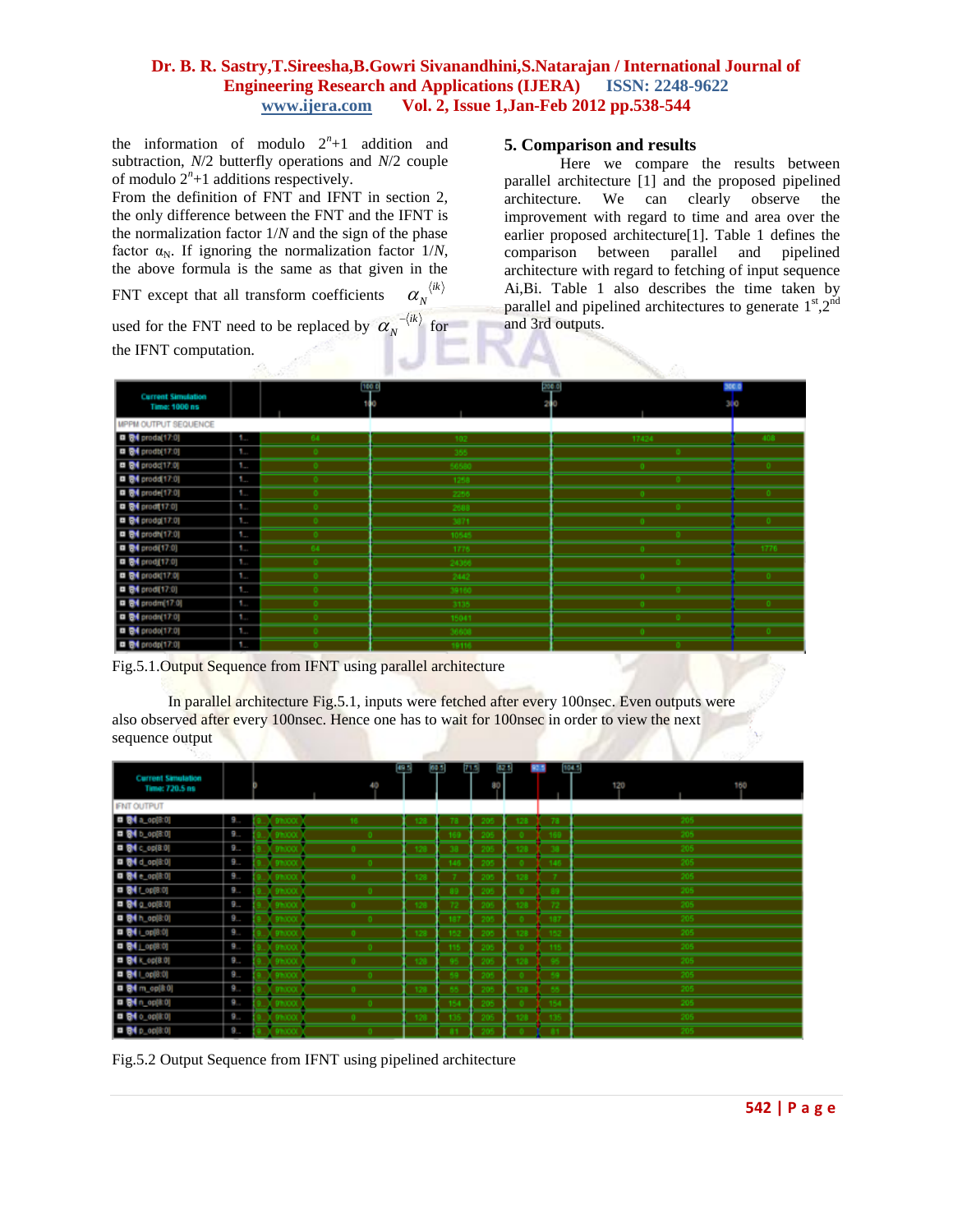the information of modulo $2^n+1$ addition and subtraction, $N/2$ butterfly operations and $N/2$ couple of modulo $2^n+1$ additions respectively.
From the definition of FNT and IFNT in section 2, the only difference between the FNT and the IFNT is the normalization factor $1/N$ and the sign of the phase factor $\alpha_N$. If ignoring the normalization factor $1/N$, the above formula is the same as that given in the FNT except that all transform coefficients $\alpha_N^{\langle ik \rangle}$ used for the FNT need to be replaced by $\alpha_N^{-\langle ik \rangle}$ for the IFNT computation.

## 5. Comparison and results

Here we compare the results between parallel architecture [1] and the proposed pipelined architecture. We can clearly observe the improvement with regard to time and area over the earlier proposed architecture[1]. Table 1 defines the comparison between parallel and pipelined architecture with regard to fetching of input sequence Ai,Bi. Table 1 also describes the time taken by parallel and pipelined architectures to generate 1st,2nd and 3rd outputs.

Fig.5.1.Output Sequence from IFNT using parallel architecture

In parallel architecture Fig.5.1, inputs were fetched after every 100nsec. Even outputs were also observed after every 100nsec. Hence one has to wait for 100nsec in order to view the next sequence output

Fig.5.2 Output Sequence from IFNT using pipelined architecture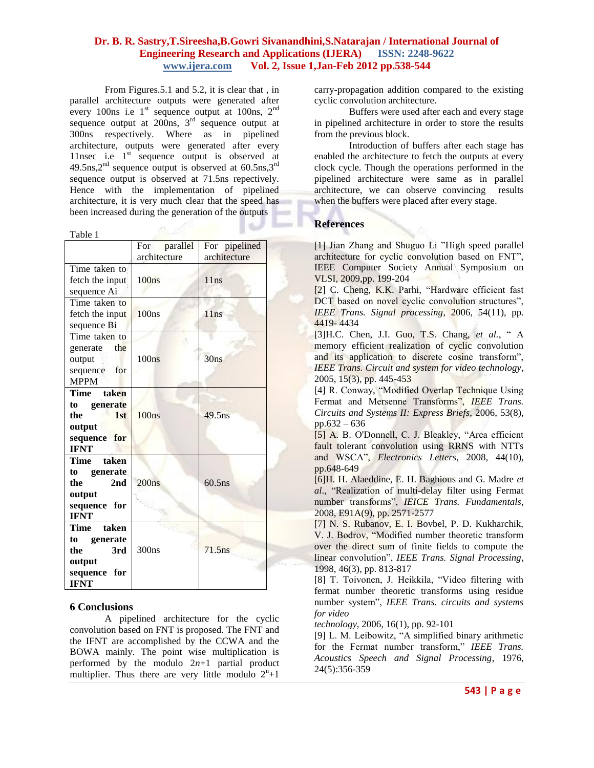From Figures.5.1 and 5.2, it is clear that , in parallel architecture outputs were generated after every 100ns i.e 1st sequence output at 100ns, 2nd sequence output at 200ns, 3rd sequence output at 300ns respectively. Where as in pipelined architecture, outputs were generated after every 11nsec i.e 1st sequence output is observed at 49.5ns,2nd sequence output is observed at 60.5ns,3rd sequence output is observed at 71.5ns repectively. Hence with the implementation of pipelined architecture, it is very much clear that the speed has been increased during the generation of the outputs

Table 1

| | For parallel architecture | For pipelined architecture |
|---|---|---|
| Time taken to fetch the input sequence Ai | 100ns | 11ns |
| Time taken to fetch the input sequence Bi | 100ns | 11ns |
| Time taken to generate the output sequence for MPPM | 100ns | 30ns |
| **Time taken to generate the 1st output sequence for IFNT** | 100ns | 49.5ns |
| **Time taken to generate the 2nd output sequence for IFNT** | 200ns | 60.5ns |
| **Time taken to generate the 3rd output sequence for IFNT** | 300ns | 71.5ns |

## 6 Conclusions

A pipelined architecture for the cyclic convolution based on FNT is proposed. The FNT and the IFNT are accomplished by the CCWA and the BOWA mainly. The point wise multiplication is performed by the modulo $2n+1$ partial product multiplier. Thus there are very little modulo $2^n+1$ carry-propagation addition compared to the existing cyclic convolution architecture.

Buffers were used after each and every stage in pipelined architecture in order to store the results from the previous block.

Introduction of buffers after each stage has enabled the architecture to fetch the outputs at every clock cycle. Though the operations performed in the pipelined architecture were same as in parallel architecture, we can observe convincing results when the buffers were placed after every stage.

## References

[1] Jian Zhang and Shuguo Li "High speed parallel architecture for cyclic convolution based on FNT", IEEE Computer Society Annual Symposium on VLSI, 2009,pp. 199-204

[2] C. Cheng, K.K. Parhi, "Hardware efficient fast DCT based on novel cyclic convolution structures", *IEEE Trans. Signal processing*, 2006, 54(11), pp. 4419- 4434

[3]H.C. Chen, J.I. Guo, T.S. Chang, *et al.*, " A memory efficient realization of cyclic convolution and its application to discrete cosine transform", *IEEE Trans. Circuit and system for video technology*, 2005, 15(3), pp. 445-453

[4] R. Conway, "Modified Overlap Technique Using Fermat and Mersenne Transforms", *IEEE Trans. Circuits and Systems II: Express Briefs*, 2006, 53(8), pp.632 – 636

[5] A. B. O'Donnell, C. J. Bleakley, "Area efficient fault tolerant convolution using RRNS with NTTs and WSCA", *Electronics Letters*, 2008, 44(10), pp.648-649

[6]H. H. Alaeddine, E. H. Baghious and G. Madre *et al*., "Realization of multi-delay filter using Fermat number transforms", *IEICE Trans. Fundamentals*, 2008, E91A(9), pp. 2571-2577

[7] N. S. Rubanov, E. I. Bovbel, P. D. Kukharchik, V. J. Bodrov, "Modified number theoretic transform over the direct sum of finite fields to compute the linear convolution", *IEEE Trans. Signal Processing*, 1998, 46(3), pp. 813-817

[8] T. Toivonen, J. Heikkila, "Video filtering with fermat number theoretic transforms using residue number system", *IEEE Trans. circuits and systems for video technology*, 2006, 16(1), pp. 92-101

[9] L. M. Leibowitz, "A simplified binary arithmetic for the Fermat number transform," *IEEE Trans. Acoustics Speech and Signal Processing*, 1976, 24(5):356-359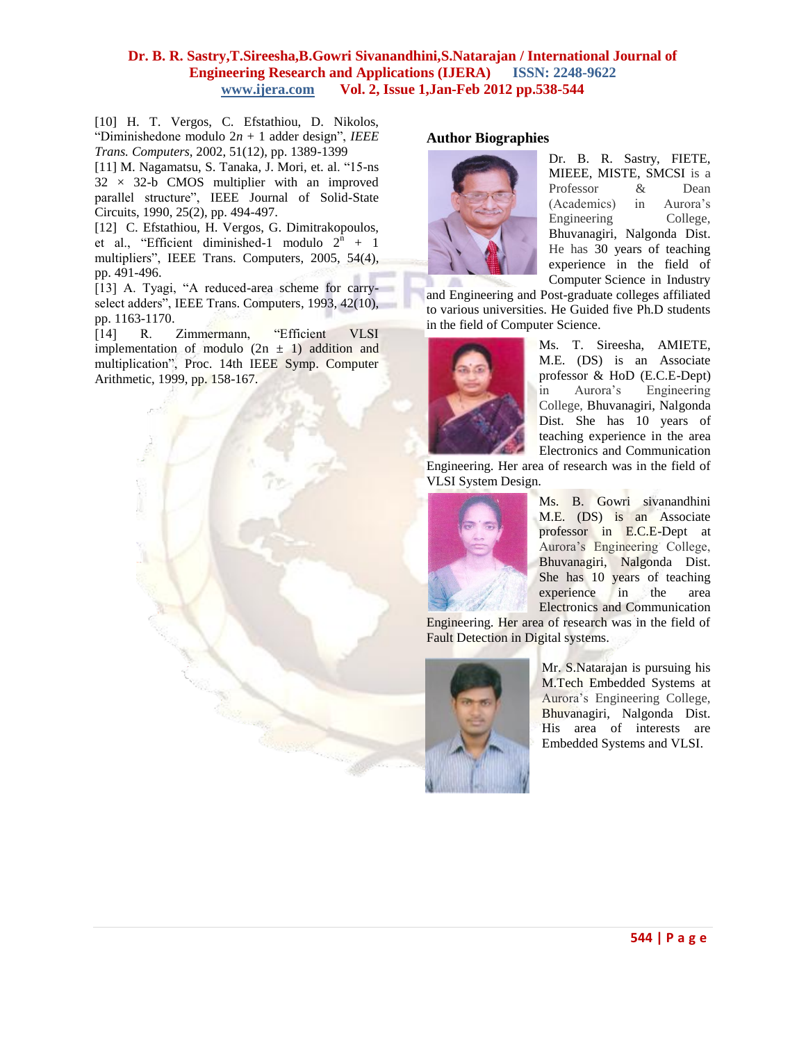[10] H. T. Vergos, C. Efstathiou, D. Nikolos, "Diminishedone modulo $2n + 1$ adder design", *IEEE Trans. Computers*, 2002, 51(12), pp. 1389-1399

[11] M. Nagamatsu, S. Tanaka, J. Mori, et. al. "15-ns 32 × 32-b CMOS multiplier with an improved parallel structure", IEEE Journal of Solid-State Circuits, 1990, 25(2), pp. 494-497.

[12] C. Efstathiou, H. Vergos, G. Dimitrakopoulos, et al., "Efficient diminished-1 modulo $2^n + 1$ multipliers", IEEE Trans. Computers, 2005, 54(4), pp. 491-496.

[13] A. Tyagi, "A reduced-area scheme for carry-select adders", IEEE Trans. Computers, 1993, 42(10), pp. 1163-1170.

[14] R. Zimmermann, "Efficient VLSI implementation of modulo $(2n \pm 1)$ addition and multiplication", Proc. 14th IEEE Symp. Computer Arithmetic, 1999, pp. 158-167.

## Author Biographies

Dr. B. R. Sastry, FIETE, MIEEE, MISTE, SMCSI is a Professor & Dean (Academics) in Aurora's Engineering College, Bhuvanagiri, Nalgonda Dist. He has 30 years of teaching experience in the field of Computer Science in Industry and Engineering and Post-graduate colleges affiliated to various universities. He Guided five Ph.D students in the field of Computer Science.

Ms. T. Sireesha, AMIETE, M.E. (DS) is an Associate professor & HoD (E.C.E-Dept) in Aurora's Engineering College, Bhuvanagiri, Nalgonda Dist. She has 10 years of teaching experience in the area Electronics and Communication Engineering. Her area of research was in the field of VLSI System Design.

Ms. B. Gowri sivanandhini M.E. (DS) is an Associate professor in E.C.E-Dept at Aurora's Engineering College, Bhuvanagiri, Nalgonda Dist. She has 10 years of teaching experience in the area Electronics and Communication Engineering. Her area of research was in the field of Fault Detection in Digital systems.

Mr. S.Natarajan is pursuing his M.Tech Embedded Systems at Aurora's Engineering College, Bhuvanagiri, Nalgonda Dist. His area of interests are Embedded Systems and VLSI.